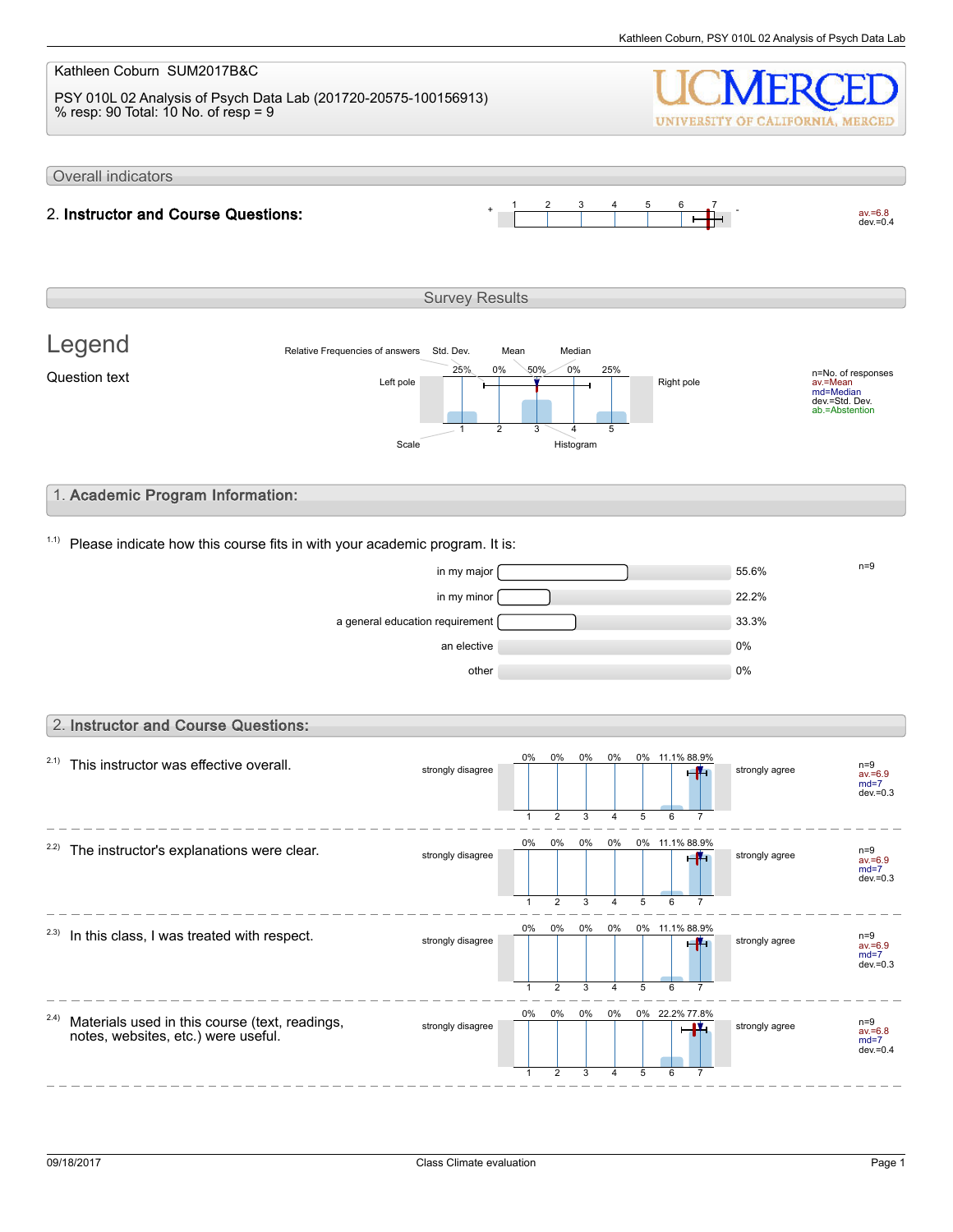Kathleen Coburn SUM2017B&C

PSY 010L 02 Analysis of Psych Data Lab (201720-20575-100156913)
% resp: 90 Total: 10 No. of resp = 9

UCMERCED
UNIVERSITY OF CALIFORNIA, MERCED

## Overall indicators

**2. Instructor and Course Questions:**

| + | 1 | 2 | 3 | 4 | 5 | 6 | 7 | - | |
|---|---|---|---|---|---|---|---|---|---|
| | | | | | | | | | av.=6.8 dev.=0.4 |

## Survey Results

### Legend

Question text

Relative Frequencies of answers — Std. Dev. — Mean — Median

| Left pole | 25% | 0% | 50% | 0% | 25% | Right pole |
|---|---|---|---|---|---|---|
| Scale | 1 | 2 | 3 | 4 | 5 | Histogram |

n=No. of responses
av.=Mean
md=Median
dev.=Std. Dev.
ab.=Abstention

## 1. Academic Program Information:

1.1) Please indicate how this course fits in with your academic program. It is:

n=9

| Option | Percentage |
|---|---|
| in my major | 55.6% |
| in my minor | 22.2% |
| a general education requirement | 33.3% |
| an elective | 0% |
| other | 0% |

## 2. Instructor and Course Questions:

| Question | Left pole | 1 | 2 | 3 | 4 | 5 | 6 | 7 | Right pole | Statistics |
|---|---|---|---|---|---|---|---|---|---|---|
| 2.1) This instructor was effective overall. | strongly disagree | 0% | 0% | 0% | 0% | 0% | 11.1% | 88.9% | strongly agree | n=9 av.=6.9 md=7 dev.=0.3 |
| 2.2) The instructor's explanations were clear. | strongly disagree | 0% | 0% | 0% | 0% | 0% | 11.1% | 88.9% | strongly agree | n=9 av.=6.9 md=7 dev.=0.3 |
| 2.3) In this class, I was treated with respect. | strongly disagree | 0% | 0% | 0% | 0% | 0% | 11.1% | 88.9% | strongly agree | n=9 av.=6.9 md=7 dev.=0.3 |
| 2.4) Materials used in this course (text, readings, notes, websites, etc.) were useful. | strongly disagree | 0% | 0% | 0% | 0% | 0% | 22.2% | 77.8% | strongly agree | n=9 av.=6.8 md=7 dev.=0.4 |

09/18/2017 Class Climate evaluation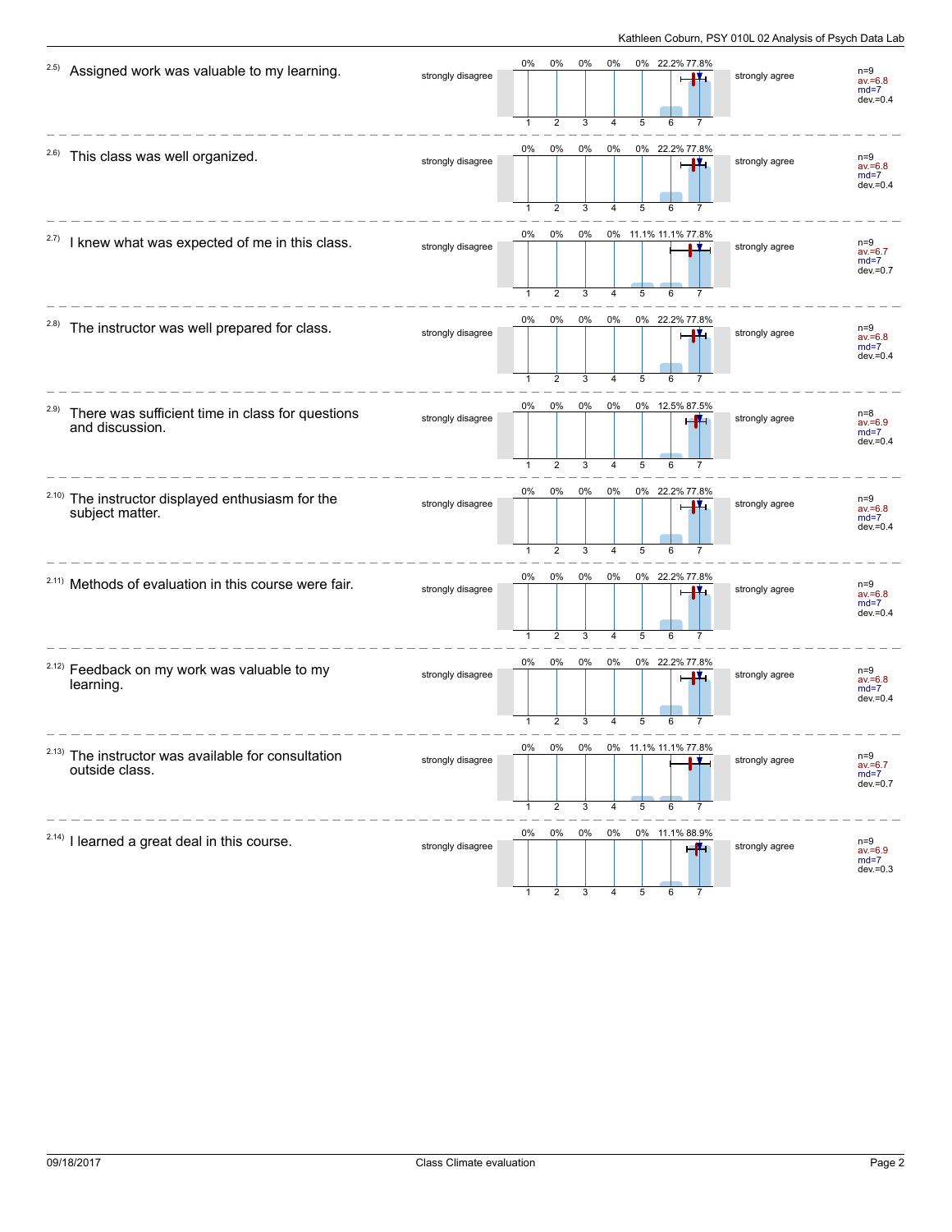| Item | Question | Scale left | 1 | 2 | 3 | 4 | 5 | 6 | 7 | Scale right | Statistics |
| --- | --- | --- | --- | --- | --- | --- | --- | --- | --- | --- | --- |
| 2.5) | Assigned work was valuable to my learning. | strongly disagree | 0% | 0% | 0% | 0% | 0% | 22.2% | 77.8% | strongly agree | n=9 av.=6.8 md=7 dev.=0.4 |
| 2.6) | This class was well organized. | strongly disagree | 0% | 0% | 0% | 0% | 0% | 22.2% | 77.8% | strongly agree | n=9 av.=6.8 md=7 dev.=0.4 |
| 2.7) | I knew what was expected of me in this class. | strongly disagree | 0% | 0% | 0% | 0% | 11.1% | 11.1% | 77.8% | strongly agree | n=9 av.=6.7 md=7 dev.=0.7 |
| 2.8) | The instructor was well prepared for class. | strongly disagree | 0% | 0% | 0% | 0% | 0% | 22.2% | 77.8% | strongly agree | n=9 av.=6.8 md=7 dev.=0.4 |
| 2.9) | There was sufficient time in class for questions and discussion. | strongly disagree | 0% | 0% | 0% | 0% | 0% | 12.5% | 87.5% | strongly agree | n=8 av.=6.9 md=7 dev.=0.4 |
| 2.10) | The instructor displayed enthusiasm for the subject matter. | strongly disagree | 0% | 0% | 0% | 0% | 0% | 22.2% | 77.8% | strongly agree | n=9 av.=6.8 md=7 dev.=0.4 |
| 2.11) | Methods of evaluation in this course were fair. | strongly disagree | 0% | 0% | 0% | 0% | 0% | 22.2% | 77.8% | strongly agree | n=9 av.=6.8 md=7 dev.=0.4 |
| 2.12) | Feedback on my work was valuable to my learning. | strongly disagree | 0% | 0% | 0% | 0% | 0% | 22.2% | 77.8% | strongly agree | n=9 av.=6.8 md=7 dev.=0.4 |
| 2.13) | The instructor was available for consultation outside class. | strongly disagree | 0% | 0% | 0% | 0% | 11.1% | 11.1% | 77.8% | strongly agree | n=9 av.=6.7 md=7 dev.=0.7 |
| 2.14) | I learned a great deal in this course. | strongly disagree | 0% | 0% | 0% | 0% | 0% | 11.1% | 88.9% | strongly agree | n=9 av.=6.9 md=7 dev.=0.3 |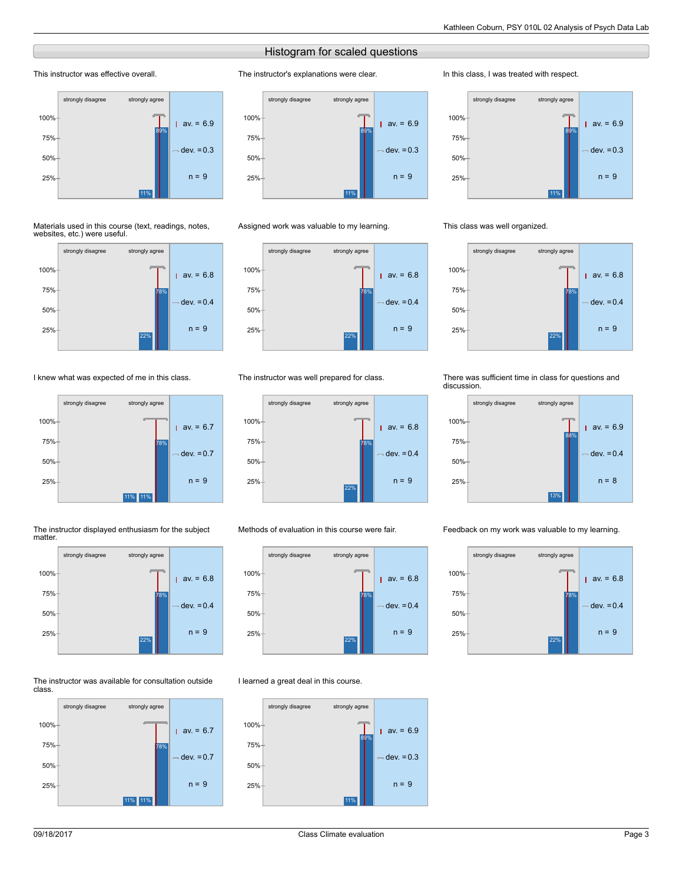## Histogram for scaled questions

### This instructor was effective overall.

| Response | Percent |
|---|---|
| 6 | 11% |
| strongly agree | 89% |

av. = 6.9, dev. = 0.3, n = 9

### The instructor's explanations were clear.

| Response | Percent |
|---|---|
| 6 | 11% |
| strongly agree | 89% |

av. = 6.9, dev. = 0.3, n = 9

### In this class, I was treated with respect.

| Response | Percent |
|---|---|
| 6 | 11% |
| strongly agree | 89% |

av. = 6.9, dev. = 0.3, n = 9

### Materials used in this course (text, readings, notes, websites, etc.) were useful.

| Response | Percent |
|---|---|
| 6 | 22% |
| strongly agree | 78% |

av. = 6.8, dev. = 0.4, n = 9

### Assigned work was valuable to my learning.

| Response | Percent |
|---|---|
| 6 | 22% |
| strongly agree | 78% |

av. = 6.8, dev. = 0.4, n = 9

### This class was well organized.

| Response | Percent |
|---|---|
| 6 | 22% |
| strongly agree | 78% |

av. = 6.8, dev. = 0.4, n = 9

### I knew what was expected of me in this class.

| Response | Percent |
|---|---|
| 5 | 11% |
| 6 | 11% |
| strongly agree | 78% |

av. = 6.7, dev. = 0.7, n = 9

### The instructor was well prepared for class.

| Response | Percent |
|---|---|
| 6 | 22% |
| strongly agree | 78% |

av. = 6.8, dev. = 0.4, n = 9

### There was sufficient time in class for questions and discussion.

| Response | Percent |
|---|---|
| 6 | 13% |
| strongly agree | 88% |

av. = 6.9, dev. = 0.4, n = 8

### The instructor displayed enthusiasm for the subject matter.

| Response | Percent |
|---|---|
| 6 | 22% |
| strongly agree | 78% |

av. = 6.8, dev. = 0.4, n = 9

### Methods of evaluation in this course were fair.

| Response | Percent |
|---|---|
| 6 | 22% |
| strongly agree | 78% |

av. = 6.8, dev. = 0.4, n = 9

### Feedback on my work was valuable to my learning.

| Response | Percent |
|---|---|
| 6 | 22% |
| strongly agree | 78% |

av. = 6.8, dev. = 0.4, n = 9

### The instructor was available for consultation outside class.

| Response | Percent |
|---|---|
| 5 | 11% |
| 6 | 11% |
| strongly agree | 78% |

av. = 6.7, dev. = 0.7, n = 9

### I learned a great deal in this course.

| Response | Percent |
|---|---|
| 6 | 11% |
| strongly agree | 89% |

av. = 6.9, dev. = 0.3, n = 9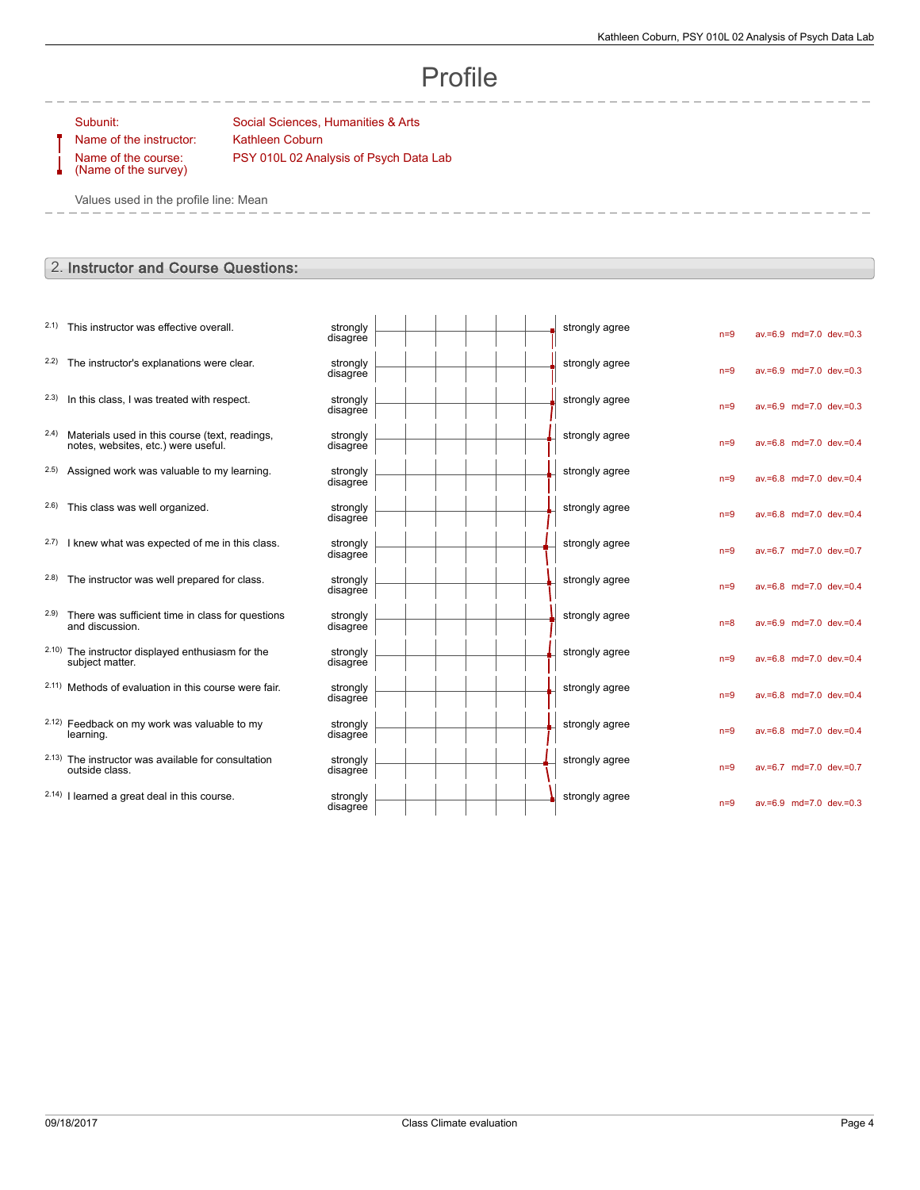# Profile

Subunit: Social Sciences, Humanities & Arts
Name of the instructor: Kathleen Coburn
Name of the course: (Name of the survey) PSY 010L 02 Analysis of Psych Data Lab

Values used in the profile line: Mean

## 2. Instructor and Course Questions:

| # | Question | Left pole | Right pole | n | av. | md | dev. |
|---|---|---|---|---|---|---|---|
| 2.1) | This instructor was effective overall. | strongly disagree | strongly agree | n=9 | av.=6.9 | md=7.0 | dev.=0.3 |
| 2.2) | The instructor's explanations were clear. | strongly disagree | strongly agree | n=9 | av.=6.9 | md=7.0 | dev.=0.3 |
| 2.3) | In this class, I was treated with respect. | strongly disagree | strongly agree | n=9 | av.=6.9 | md=7.0 | dev.=0.3 |
| 2.4) | Materials used in this course (text, readings, notes, websites, etc.) were useful. | strongly disagree | strongly agree | n=9 | av.=6.8 | md=7.0 | dev.=0.4 |
| 2.5) | Assigned work was valuable to my learning. | strongly disagree | strongly agree | n=9 | av.=6.8 | md=7.0 | dev.=0.4 |
| 2.6) | This class was well organized. | strongly disagree | strongly agree | n=9 | av.=6.8 | md=7.0 | dev.=0.4 |
| 2.7) | I knew what was expected of me in this class. | strongly disagree | strongly agree | n=9 | av.=6.7 | md=7.0 | dev.=0.7 |
| 2.8) | The instructor was well prepared for class. | strongly disagree | strongly agree | n=9 | av.=6.8 | md=7.0 | dev.=0.4 |
| 2.9) | There was sufficient time in class for questions and discussion. | strongly disagree | strongly agree | n=8 | av.=6.9 | md=7.0 | dev.=0.4 |
| 2.10) | The instructor displayed enthusiasm for the subject matter. | strongly disagree | strongly agree | n=9 | av.=6.8 | md=7.0 | dev.=0.4 |
| 2.11) | Methods of evaluation in this course were fair. | strongly disagree | strongly agree | n=9 | av.=6.8 | md=7.0 | dev.=0.4 |
| 2.12) | Feedback on my work was valuable to my learning. | strongly disagree | strongly agree | n=9 | av.=6.8 | md=7.0 | dev.=0.4 |
| 2.13) | The instructor was available for consultation outside class. | strongly disagree | strongly agree | n=9 | av.=6.7 | md=7.0 | dev.=0.7 |
| 2.14) | I learned a great deal in this course. | strongly disagree | strongly agree | n=9 | av.=6.9 | md=7.0 | dev.=0.3 |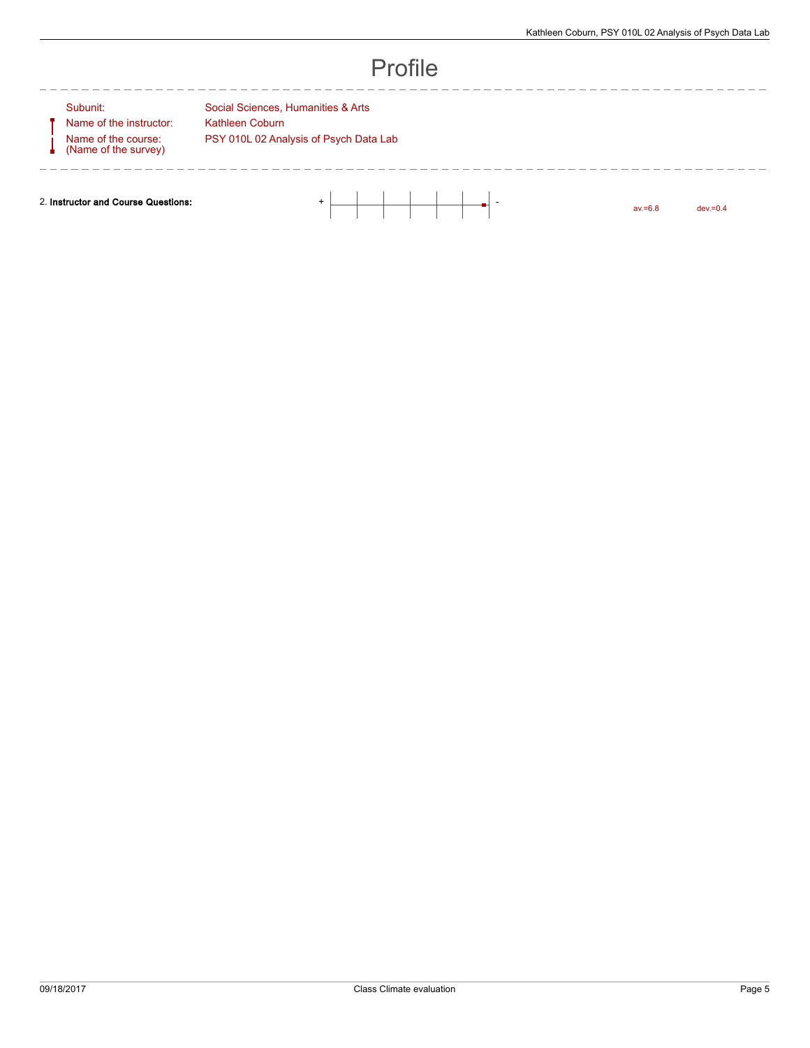# Profile

| | |
|---|---|
| Subunit: | Social Sciences, Humanities & Arts |
| Name of the instructor: | Kathleen Coburn |
| Name of the course: (Name of the survey) | PSY 010L 02 Analysis of Psych Data Lab |

2. **Instructor and Course Questions:** + - av.=6.8 dev.=0.4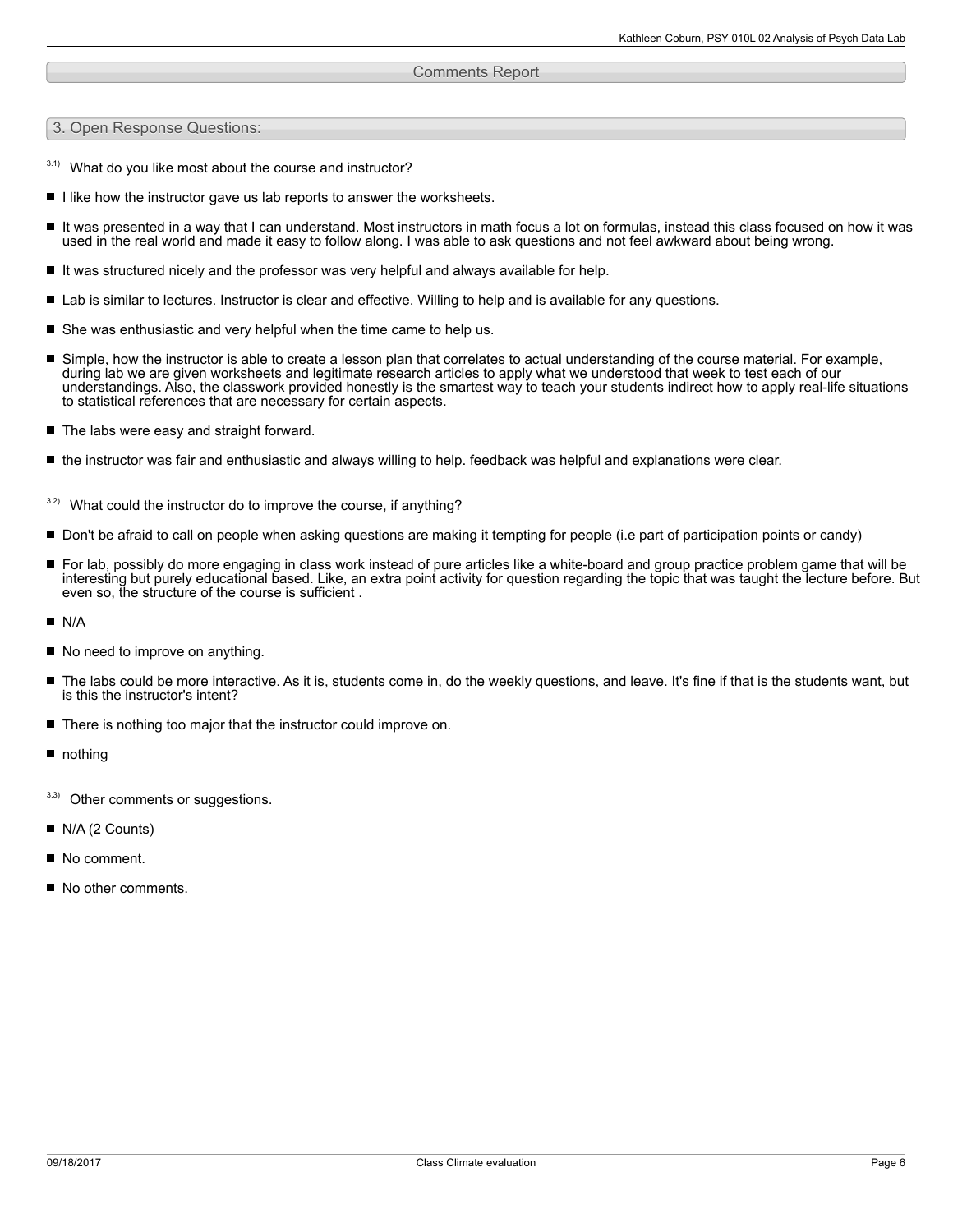## Comments Report

### 3. Open Response Questions:

3.1) What do you like most about the course and instructor?

- I like how the instructor gave us lab reports to answer the worksheets.
- It was presented in a way that I can understand. Most instructors in math focus a lot on formulas, instead this class focused on how it was used in the real world and made it easy to follow along. I was able to ask questions and not feel awkward about being wrong.
- It was structured nicely and the professor was very helpful and always available for help.
- Lab is similar to lectures. Instructor is clear and effective. Willing to help and is available for any questions.
- She was enthusiastic and very helpful when the time came to help us.
- Simple, how the instructor is able to create a lesson plan that correlates to actual understanding of the course material. For example, during lab we are given worksheets and legitimate research articles to apply what we understood that week to test each of our understandings. Also, the classwork provided honestly is the smartest way to teach your students indirect how to apply real-life situations to statistical references that are necessary for certain aspects.
- The labs were easy and straight forward.
- the instructor was fair and enthusiastic and always willing to help. feedback was helpful and explanations were clear.

3.2) What could the instructor do to improve the course, if anything?

- Don't be afraid to call on people when asking questions are making it tempting for people (i.e part of participation points or candy)
- For lab, possibly do more engaging in class work instead of pure articles like a white-board and group practice problem game that will be interesting but purely educational based. Like, an extra point activity for question regarding the topic that was taught the lecture before. But even so, the structure of the course is sufficient .
- N/A
- No need to improve on anything.
- The labs could be more interactive. As it is, students come in, do the weekly questions, and leave. It's fine if that is the students want, but is this the instructor's intent?
- There is nothing too major that the instructor could improve on.
- nothing

3.3) Other comments or suggestions.

- N/A (2 Counts)
- No comment.
- No other comments.